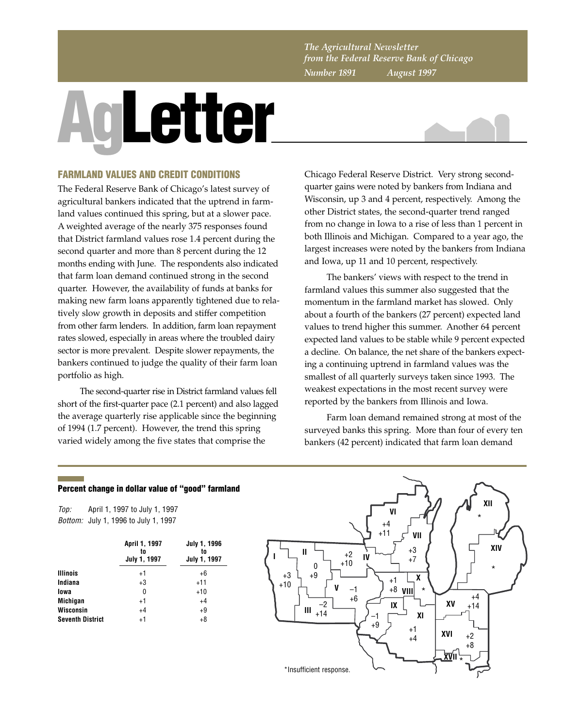*The Agricultural Newsletter from the Federal Reserve Bank of Chicago*

*Number 1891 August 1997*

# AgLetter

## FARMLAND VALUES AND CREDIT CONDITIONS

The Federal Reserve Bank of Chicago's latest survey of agricultural bankers indicated that the uptrend in farmland values continued this spring, but at a slower pace. A weighted average of the nearly 375 responses found that District farmland values rose 1.4 percent during the second quarter and more than 8 percent during the 12 months ending with June. The respondents also indicated that farm loan demand continued strong in the second quarter. However, the availability of funds at banks for making new farm loans apparently tightened due to relatively slow growth in deposits and stiffer competition from other farm lenders. In addition, farm loan repayment rates slowed, especially in areas where the troubled dairy sector is more prevalent. Despite slower repayments, the bankers continued to judge the quality of their farm loan portfolio as high.

The second-quarter rise in District farmland values fell short of the first-quarter pace (2.1 percent) and also lagged the average quarterly rise applicable since the beginning of 1994 (1.7 percent). However, the trend this spring varied widely among the five states that comprise the Chicago Federal Reserve District. Very strong second-quarter gains were noted by bankers from Indiana and Wisconsin, up 3 and 4 percent, respectively. Among the other District states, the second-quarter trend ranged from no change in Iowa to a rise of less than 1 percent in both Illinois and Michigan. Compared to a year ago, the largest increases were noted by the bankers from Indiana and Iowa, up 11 and 10 percent, respectively.

The bankers' views with respect to the trend in farmland values this summer also suggested that the momentum in the farmland market has slowed. Only about a fourth of the bankers (27 percent) expected land values to trend higher this summer. Another 64 percent expected land values to be stable while 9 percent expected a decline. On balance, the net share of the bankers expecting a continuing uptrend in farmland values was the smallest of all quarterly surveys taken since 1993. The weakest expectations in the most recent survey were reported by the bankers from Illinois and Iowa.

Farm loan demand remained strong at most of the surveyed banks this spring. More than four of every ten bankers (42 percent) indicated that farm loan demand

**Percent change in dollar value of "good" farmland**

*Top:* April 1, 1997 to July 1, 1997
*Bottom:* July 1, 1996 to July 1, 1997

| | April 1, 1997 to July 1, 1997 | July 1, 1996 to July 1, 1997 |
|---|---|---|
| **Illinois** | +1 | +6 |
| **Indiana** | +3 | +11 |
| **Iowa** | 0 | +10 |
| **Michigan** | +1 | +4 |
| **Wisconsin** | +4 | +9 |
| **Seventh District** | +1 | +8 |

| District | April 1, 1997 to July 1, 1997 | July 1, 1996 to July 1, 1997 |
|---|---|---|
| I | +3 | +10 |
| II | 0 | +9 |
| III | −2 | +14 |
| IV | +2 | +10 |
| V | −1 | +6 |
| VI | +4 | +11 |
| VII | +3 | +7 |
| VIII | +1 | +8 |
| IX | −1 | +9 |
| X | * | |
| XI | +1 | +4 |
| XII | * | |
| XIV | * | |
| XV | +4 | +14 |
| XVI | +2 | +8 |
| XVII | * | |

*Insufficient response.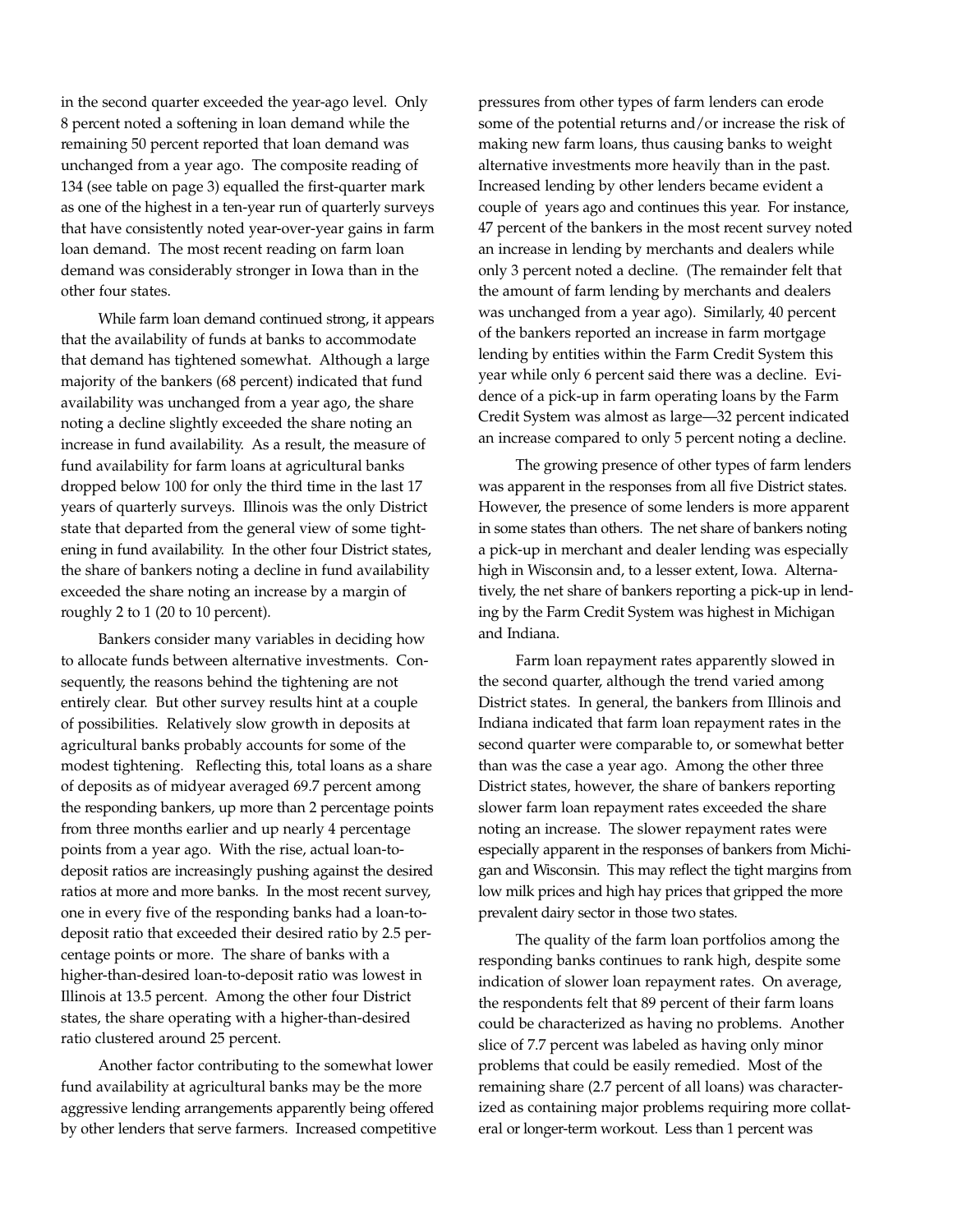in the second quarter exceeded the year-ago level. Only 8 percent noted a softening in loan demand while the remaining 50 percent reported that loan demand was unchanged from a year ago. The composite reading of 134 (see table on page 3) equalled the first-quarter mark as one of the highest in a ten-year run of quarterly surveys that have consistently noted year-over-year gains in farm loan demand. The most recent reading on farm loan demand was considerably stronger in Iowa than in the other four states.

While farm loan demand continued strong, it appears that the availability of funds at banks to accommodate that demand has tightened somewhat. Although a large majority of the bankers (68 percent) indicated that fund availability was unchanged from a year ago, the share noting a decline slightly exceeded the share noting an increase in fund availability. As a result, the measure of fund availability for farm loans at agricultural banks dropped below 100 for only the third time in the last 17 years of quarterly surveys. Illinois was the only District state that departed from the general view of some tightening in fund availability. In the other four District states, the share of bankers noting a decline in fund availability exceeded the share noting an increase by a margin of roughly 2 to 1 (20 to 10 percent).

Bankers consider many variables in deciding how to allocate funds between alternative investments. Consequently, the reasons behind the tightening are not entirely clear. But other survey results hint at a couple of possibilities. Relatively slow growth in deposits at agricultural banks probably accounts for some of the modest tightening. Reflecting this, total loans as a share of deposits as of midyear averaged 69.7 percent among the responding bankers, up more than 2 percentage points from three months earlier and up nearly 4 percentage points from a year ago. With the rise, actual loan-to-deposit ratios are increasingly pushing against the desired ratios at more and more banks. In the most recent survey, one in every five of the responding banks had a loan-to-deposit ratio that exceeded their desired ratio by 2.5 percentage points or more. The share of banks with a higher-than-desired loan-to-deposit ratio was lowest in Illinois at 13.5 percent. Among the other four District states, the share operating with a higher-than-desired ratio clustered around 25 percent.

Another factor contributing to the somewhat lower fund availability at agricultural banks may be the more aggressive lending arrangements apparently being offered by other lenders that serve farmers. Increased competitive pressures from other types of farm lenders can erode some of the potential returns and/or increase the risk of making new farm loans, thus causing banks to weight alternative investments more heavily than in the past. Increased lending by other lenders became evident a couple of years ago and continues this year. For instance, 47 percent of the bankers in the most recent survey noted an increase in lending by merchants and dealers while only 3 percent noted a decline. (The remainder felt that the amount of farm lending by merchants and dealers was unchanged from a year ago). Similarly, 40 percent of the bankers reported an increase in farm mortgage lending by entities within the Farm Credit System this year while only 6 percent said there was a decline. Evidence of a pick-up in farm operating loans by the Farm Credit System was almost as large—32 percent indicated an increase compared to only 5 percent noting a decline.

The growing presence of other types of farm lenders was apparent in the responses from all five District states. However, the presence of some lenders is more apparent in some states than others. The net share of bankers noting a pick-up in merchant and dealer lending was especially high in Wisconsin and, to a lesser extent, Iowa. Alternatively, the net share of bankers reporting a pick-up in lending by the Farm Credit System was highest in Michigan and Indiana.

Farm loan repayment rates apparently slowed in the second quarter, although the trend varied among District states. In general, the bankers from Illinois and Indiana indicated that farm loan repayment rates in the second quarter were comparable to, or somewhat better than was the case a year ago. Among the other three District states, however, the share of bankers reporting slower farm loan repayment rates exceeded the share noting an increase. The slower repayment rates were especially apparent in the responses of bankers from Michigan and Wisconsin. This may reflect the tight margins from low milk prices and high hay prices that gripped the more prevalent dairy sector in those two states.

The quality of the farm loan portfolios among the responding banks continues to rank high, despite some indication of slower loan repayment rates. On average, the respondents felt that 89 percent of their farm loans could be characterized as having no problems. Another slice of 7.7 percent was labeled as having only minor problems that could be easily remedied. Most of the remaining share (2.7 percent of all loans) was characterized as containing major problems requiring more collateral or longer-term workout. Less than 1 percent was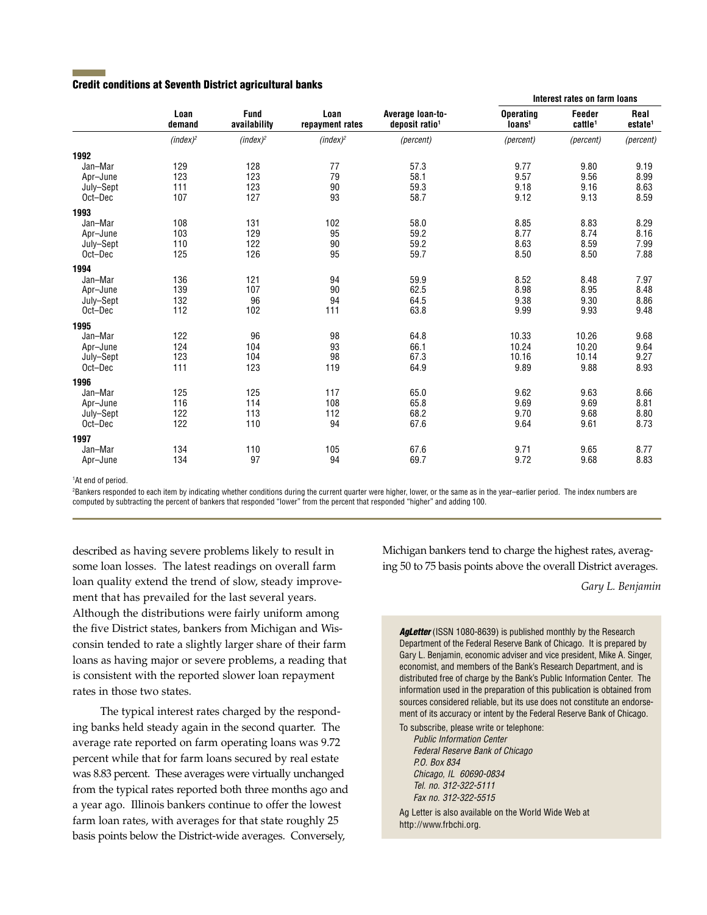## Credit conditions at Seventh District agricultural banks

| | Loan demand | Fund availability | Loan repayment rates | Average loan-to-deposit ratio[1] | Interest rates on farm loans | | |
|---|---|---|---|---|---|---|---|
| | | | | | Operating loans[1] | Feeder cattle[1] | Real estate[1] |
| | *(index)*[2] | *(index)*[2] | *(index)*[2] | *(percent)* | *(percent)* | *(percent)* | *(percent)* |
| **1992** | | | | | | | |
| Jan–Mar | 129 | 128 | 77 | 57.3 | 9.77 | 9.80 | 9.19 |
| Apr–June | 123 | 123 | 79 | 58.1 | 9.57 | 9.56 | 8.99 |
| July–Sept | 111 | 123 | 90 | 59.3 | 9.18 | 9.16 | 8.63 |
| Oct–Dec | 107 | 127 | 93 | 58.7 | 9.12 | 9.13 | 8.59 |
| **1993** | | | | | | | |
| Jan–Mar | 108 | 131 | 102 | 58.0 | 8.85 | 8.83 | 8.29 |
| Apr–June | 103 | 129 | 95 | 59.2 | 8.77 | 8.74 | 8.16 |
| July–Sept | 110 | 122 | 90 | 59.2 | 8.63 | 8.59 | 7.99 |
| Oct–Dec | 125 | 126 | 95 | 59.7 | 8.50 | 8.50 | 7.88 |
| **1994** | | | | | | | |
| Jan–Mar | 136 | 121 | 94 | 59.9 | 8.52 | 8.48 | 7.97 |
| Apr–June | 139 | 107 | 90 | 62.5 | 8.98 | 8.95 | 8.48 |
| July–Sept | 132 | 96 | 94 | 64.5 | 9.38 | 9.30 | 8.86 |
| Oct–Dec | 112 | 102 | 111 | 63.8 | 9.99 | 9.93 | 9.48 |
| **1995** | | | | | | | |
| Jan–Mar | 122 | 96 | 98 | 64.8 | 10.33 | 10.26 | 9.68 |
| Apr–June | 124 | 104 | 93 | 66.1 | 10.24 | 10.20 | 9.64 |
| July–Sept | 123 | 104 | 98 | 67.3 | 10.16 | 10.14 | 9.27 |
| Oct–Dec | 111 | 123 | 119 | 64.9 | 9.89 | 9.88 | 8.93 |
| **1996** | | | | | | | |
| Jan–Mar | 125 | 125 | 117 | 65.0 | 9.62 | 9.63 | 8.66 |
| Apr–June | 116 | 114 | 108 | 65.8 | 9.69 | 9.69 | 8.81 |
| July–Sept | 122 | 113 | 112 | 68.2 | 9.70 | 9.68 | 8.80 |
| Oct–Dec | 122 | 110 | 94 | 67.6 | 9.64 | 9.61 | 8.73 |
| **1997** | | | | | | | |
| Jan–Mar | 134 | 110 | 105 | 67.6 | 9.71 | 9.65 | 8.77 |
| Apr–June | 134 | 97 | 94 | 69.7 | 9.72 | 9.68 | 8.83 |

[1]At end of period.

[2]Bankers responded to each item by indicating whether conditions during the current quarter were higher, lower, or the same as in the year–earlier period. The index numbers are computed by subtracting the percent of bankers that responded "lower" from the percent that responded "higher" and adding 100.

described as having severe problems likely to result in some loan losses. The latest readings on overall farm loan quality extend the trend of slow, steady improvement that has prevailed for the last several years. Although the distributions were fairly uniform among the five District states, bankers from Michigan and Wisconsin tended to rate a slightly larger share of their farm loans as having major or severe problems, a reading that is consistent with the reported slower loan repayment rates in those two states.

The typical interest rates charged by the responding banks held steady again in the second quarter. The average rate reported on farm operating loans was 9.72 percent while that for farm loans secured by real estate was 8.83 percent. These averages were virtually unchanged from the typical rates reported both three months ago and a year ago. Illinois bankers continue to offer the lowest farm loan rates, with averages for that state roughly 25 basis points below the District-wide averages. Conversely, Michigan bankers tend to charge the highest rates, averaging 50 to 75 basis points above the overall District averages.

*Gary L. Benjamin*

***AgLetter*** (ISSN 1080-8639) is published monthly by the Research Department of the Federal Reserve Bank of Chicago. It is prepared by Gary L. Benjamin, economic adviser and vice president, Mike A. Singer, economist, and members of the Bank's Research Department, and is distributed free of charge by the Bank's Public Information Center. The information used in the preparation of this publication is obtained from sources considered reliable, but its use does not constitute an endorsement of its accuracy or intent by the Federal Reserve Bank of Chicago.

To subscribe, please write or telephone:

*Public Information Center*
*Federal Reserve Bank of Chicago*
*P.O. Box 834*
*Chicago, IL 60690-0834*
*Tel. no. 312-322-5111*
*Fax no. 312-322-5515*

Ag Letter is also available on the World Wide Web at http://www.frbchi.org.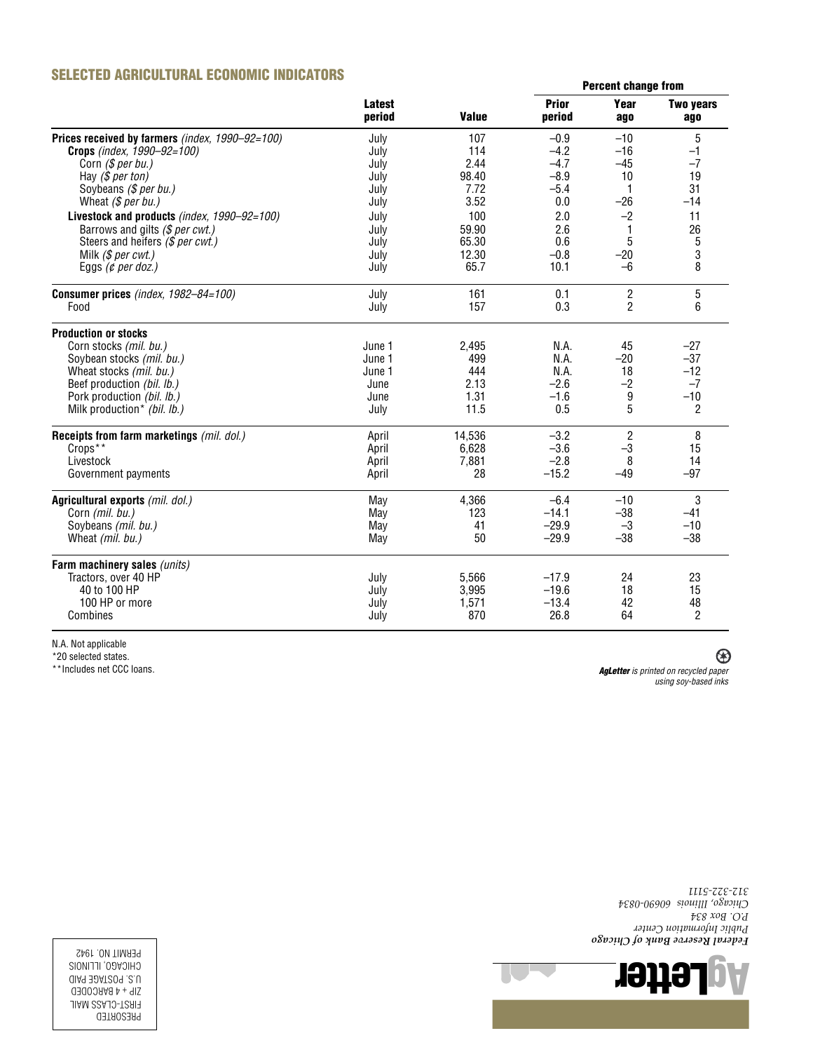## SELECTED AGRICULTURAL ECONOMIC INDICATORS

| | Latest period | Value | Percent change from: Prior period | Year ago | Two years ago |
|---|---|---|---|---|---|
| **Prices received by farmers** *(index, 1990–92=100)* | July | 107 | −0.9 | −10 | 5 |
| **Crops** *(index, 1990–92=100)* | July | 114 | −4.2 | −16 | −1 |
| Corn *($ per bu.)* | July | 2.44 | −4.7 | −45 | −7 |
| Hay *($ per ton)* | July | 98.40 | −8.9 | 10 | 19 |
| Soybeans *($ per bu.)* | July | 7.72 | −5.4 | 1 | 31 |
| Wheat *($ per bu.)* | July | 3.52 | 0.0 | −26 | −14 |
| **Livestock and products** *(index, 1990–92=100)* | July | 100 | 2.0 | −2 | 11 |
| Barrows and gilts *($ per cwt.)* | July | 59.90 | 2.6 | 1 | 26 |
| Steers and heifers *($ per cwt.)* | July | 65.30 | 0.6 | 5 | 5 |
| Milk *($ per cwt.)* | July | 12.30 | −0.8 | −20 | 3 |
| Eggs *(¢ per doz.)* | July | 65.7 | 10.1 | −6 | 8 |
| **Consumer prices** *(index, 1982–84=100)* | July | 161 | 0.1 | 2 | 5 |
| Food | July | 157 | 0.3 | 2 | 6 |
| **Production or stocks** | | | | | |
| Corn stocks *(mil. bu.)* | June 1 | 2,495 | N.A. | 45 | −27 |
| Soybean stocks *(mil. bu.)* | June 1 | 499 | N.A. | −20 | −37 |
| Wheat stocks *(mil. bu.)* | June 1 | 444 | N.A. | 18 | −12 |
| Beef production *(bil. lb.)* | June | 2.13 | −2.6 | −2 | −7 |
| Pork production *(bil. lb.)* | June | 1.31 | −1.6 | 9 | −10 |
| Milk production* *(bil. lb.)* | July | 11.5 | 0.5 | 5 | 2 |
| **Receipts from farm marketings** *(mil. dol.)* | April | 14,536 | −3.2 | 2 | 8 |
| Crops** | April | 6,628 | −3.6 | −3 | 15 |
| Livestock | April | 7,881 | −2.8 | 8 | 14 |
| Government payments | April | 28 | −15.2 | −49 | −97 |
| **Agricultural exports** *(mil. dol.)* | May | 4,366 | −6.4 | −10 | 3 |
| Corn *(mil. bu.)* | May | 123 | −14.1 | −38 | −41 |
| Soybeans *(mil. bu.)* | May | 41 | −29.9 | −3 | −10 |
| Wheat *(mil. bu.)* | May | 50 | −29.9 | −38 | −38 |
| **Farm machinery sales** *(units)* | | | | | |
| Tractors, over 40 HP | July | 5,566 | −17.9 | 24 | 23 |
| 40 to 100 HP | July | 3,995 | −19.6 | 18 | 15 |
| 100 HP or more | July | 1,571 | −13.4 | 42 | 48 |
| Combines | July | 870 | 26.8 | 64 | 2 |

N.A. Not applicable

*20 selected states.

**Includes net CCC loans.

***AgLetter*** *is printed on recycled paper using soy-based inks*

**AgLetter**

***Federal Reserve Bank of Chicago***
*Public Information Center*
*P.O. Box 834*
*Chicago, Illinois 60690-0834*
*312-322-5111*

PRESORTED
FIRST-CLASS MAIL
ZIP + 4 BARCODED
U.S. POSTAGE PAID
CHICAGO, ILLINOIS
PERMIT NO. 1942